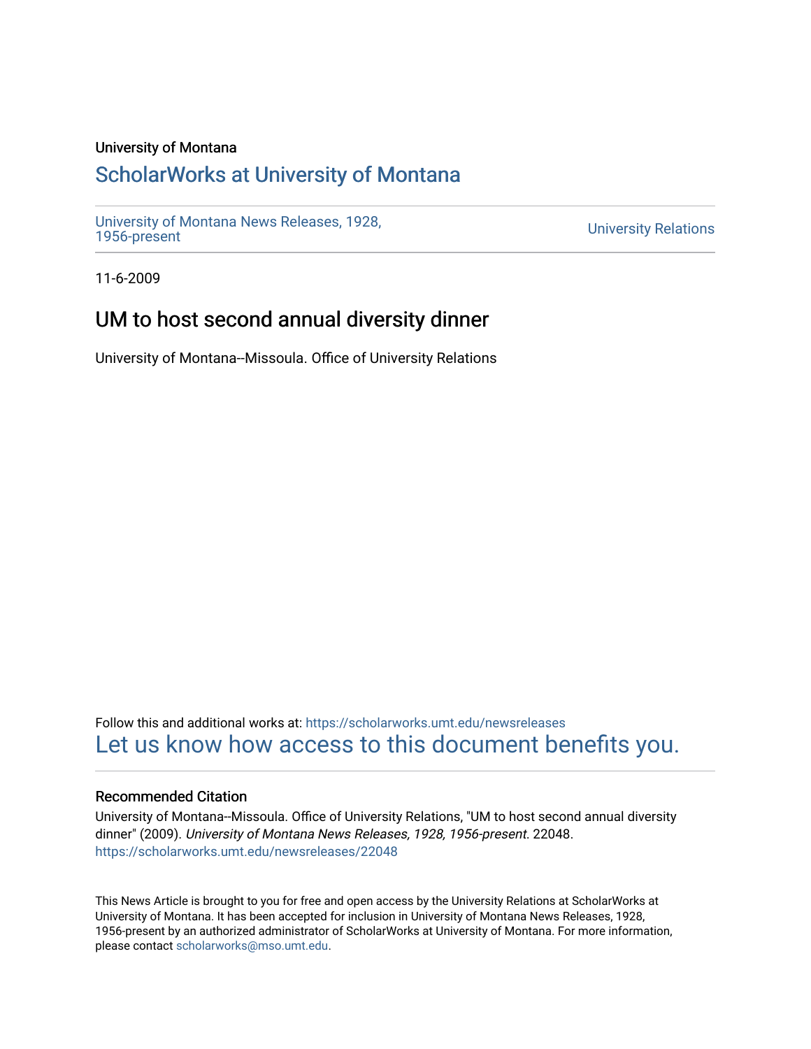University of Montana

## ScholarWorks at University of Montana

University of Montana News Releases, 1928, 1956-present

University Relations

11-6-2009

# UM to host second annual diversity dinner

University of Montana--Missoula. Office of University Relations

Follow this and additional works at: https://scholarworks.umt.edu/newsreleases

Let us know how access to this document benefits you.

### Recommended Citation

University of Montana--Missoula. Office of University Relations, "UM to host second annual diversity dinner" (2009). *University of Montana News Releases, 1928, 1956-present*. 22048.
https://scholarworks.umt.edu/newsreleases/22048

This News Article is brought to you for free and open access by the University Relations at ScholarWorks at University of Montana. It has been accepted for inclusion in University of Montana News Releases, 1928, 1956-present by an authorized administrator of ScholarWorks at University of Montana. For more information, please contact scholarworks@mso.umt.edu.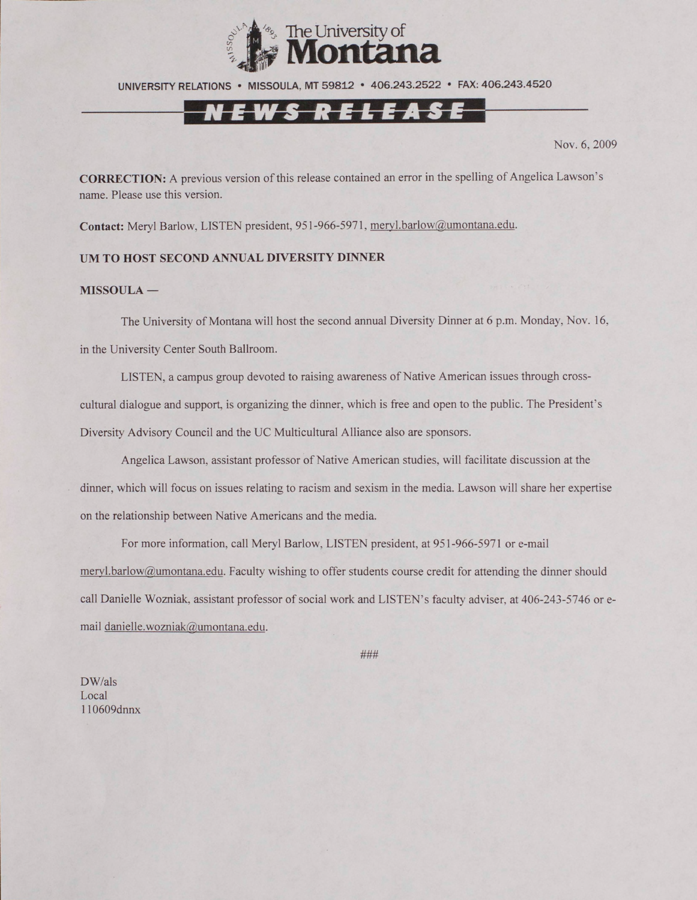The University of Montana

UNIVERSITY RELATIONS • MISSOULA, MT 59812 • 406.243.2522 • FAX: 406.243.4520

NEWS RELEASE

Nov. 6, 2009

**CORRECTION:** A previous version of this release contained an error in the spelling of Angelica Lawson's name. Please use this version.

**Contact:** Meryl Barlow, LISTEN president, 951-966-5971, meryl.barlow@umontana.edu.

**UM TO HOST SECOND ANNUAL DIVERSITY DINNER**

**MISSOULA —**

The University of Montana will host the second annual Diversity Dinner at 6 p.m. Monday, Nov. 16, in the University Center South Ballroom.

LISTEN, a campus group devoted to raising awareness of Native American issues through cross-cultural dialogue and support, is organizing the dinner, which is free and open to the public. The President's Diversity Advisory Council and the UC Multicultural Alliance also are sponsors.

Angelica Lawson, assistant professor of Native American studies, will facilitate discussion at the dinner, which will focus on issues relating to racism and sexism in the media. Lawson will share her expertise on the relationship between Native Americans and the media.

For more information, call Meryl Barlow, LISTEN president, at 951-966-5971 or e-mail meryl.barlow@umontana.edu. Faculty wishing to offer students course credit for attending the dinner should call Danielle Wozniak, assistant professor of social work and LISTEN's faculty adviser, at 406-243-5746 or e-mail danielle.wozniak@umontana.edu.

###

DW/als
Local
110609dnnx